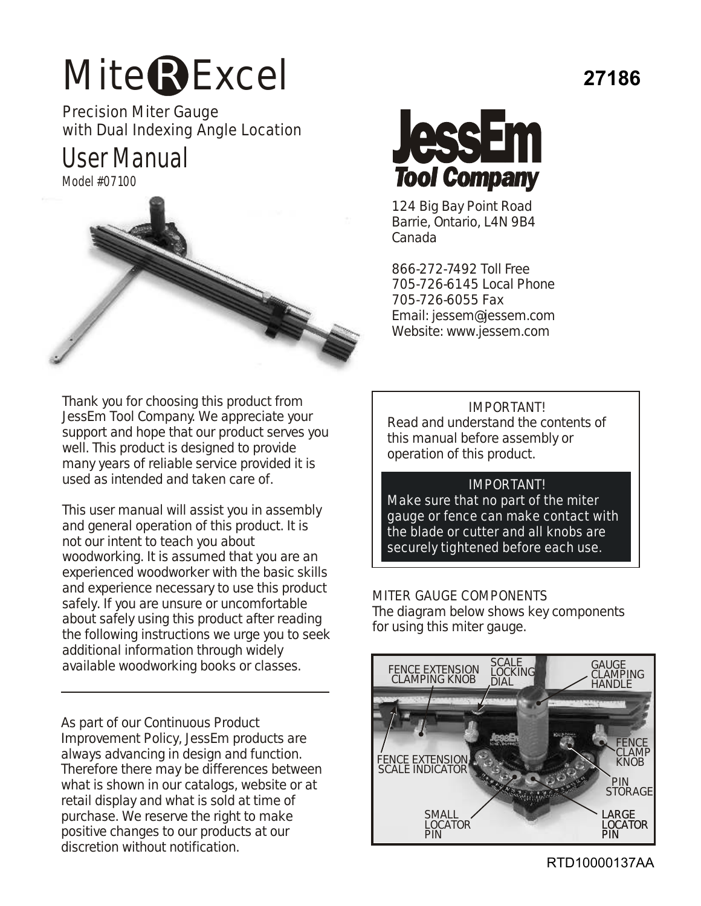# Mite®Excel

27186

Precision Miter Gauge
with Dual Indexing Angle Location

## User Manual

Model #07100

**JessEm Tool Company**

124 Big Bay Point Road
Barrie, Ontario, L4N 9B4
Canada

866-272-7492 Toll Free
705-726-6145 Local Phone
705-726-6055 Fax
Email: jessem@jessem.com
Website: www.jessem.com

Thank you for choosing this product from JessEm Tool Company. We appreciate your support and hope that our product serves you well. This product is designed to provide many years of reliable service provided it is used as intended and taken care of.

This user manual will assist you in assembly and general operation of this product. It is not our intent to teach you about woodworking. It is assumed that you are an experienced woodworker with the basic skills and experience necessary to use this product safely. If you are unsure or uncomfortable about safely using this product after reading the following instructions we urge you to seek additional information through widely available woodworking books or classes.

As part of our Continuous Product Improvement Policy, JessEm products are always advancing in design and function. Therefore there may be differences between what is shown in our catalogs, website or at retail display and what is sold at time of purchase. We reserve the right to make positive changes to our products at our discretion without notification.

> IMPORTANT!
> Read and understand the contents of this manual before assembly or operation of this product.
>
> **IMPORTANT!**
> **Make sure that no part of the miter gauge or fence can make contact with the blade or cutter and all knobs are securely tightened before each use.**

### MITER GAUGE COMPONENTS

The diagram below shows key components for using this miter gauge.

FENCE EXTENSION CLAMPING KNOB
SCALE LOCKING DIAL
GAUGE CLAMPING HANDLE
FENCE CLAMP KNOB
FENCE EXTENSION SCALE INDICATOR
PIN STORAGE
SMALL LOCATOR PIN
LARGE LOCATOR PIN

RTD10000137AA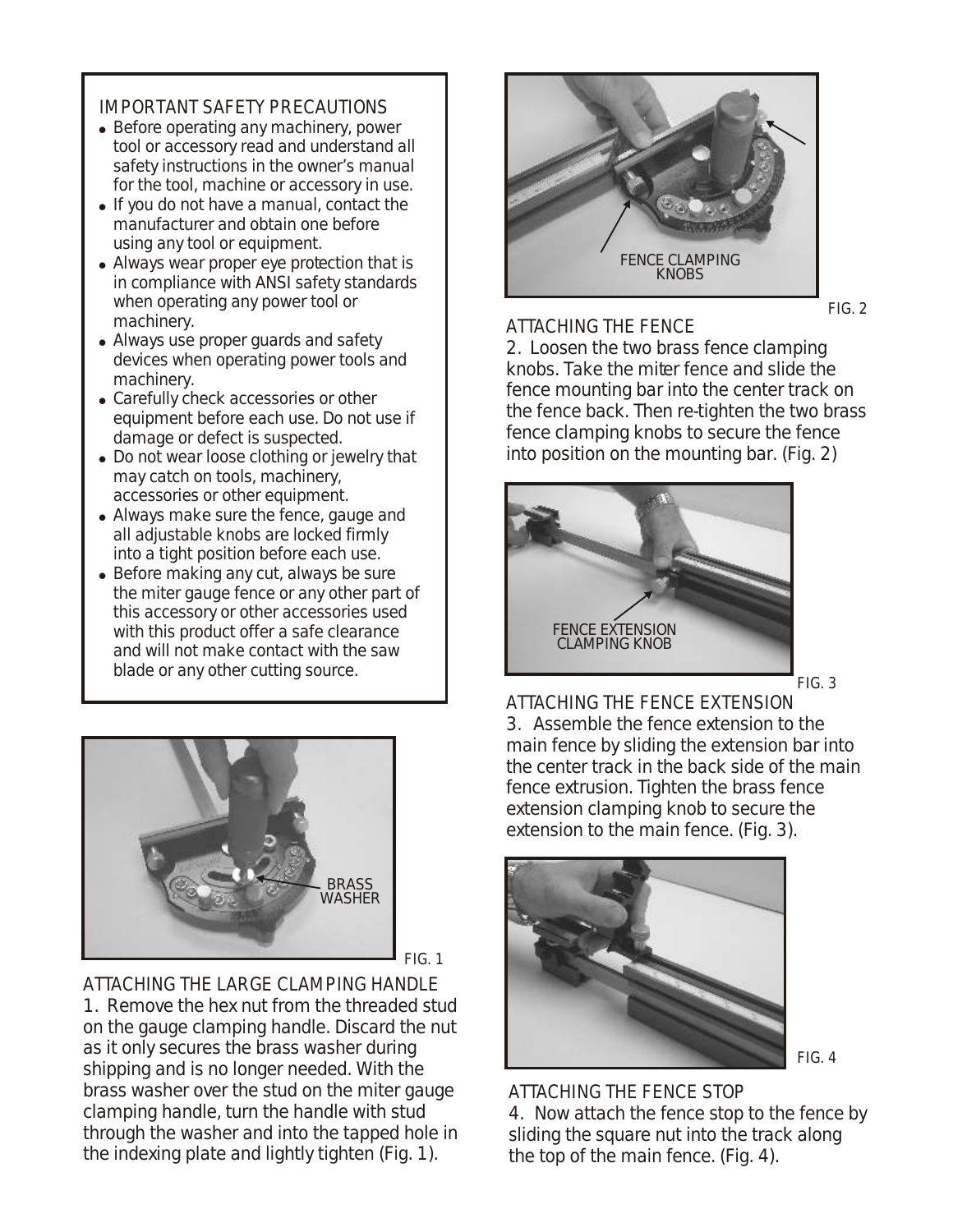## IMPORTANT SAFETY PRECAUTIONS

- Before operating any machinery, power tool or accessory read and understand all safety instructions in the owner's manual for the tool, machine or accessory in use.
- If you do not have a manual, contact the manufacturer and obtain one before using any tool or equipment.
- Always wear proper eye protection that is in compliance with ANSI safety standards when operating any power tool or machinery.
- Always use proper guards and safety devices when operating power tools and machinery.
- Carefully check accessories or other equipment before each use. Do not use if damage or defect is suspected.
- Do not wear loose clothing or jewelry that may catch on tools, machinery, accessories or other equipment.
- Always make sure the fence, gauge and all adjustable knobs are locked firmly into a tight position before each use.
- Before making any cut, always be sure the miter gauge fence or any other part of this accessory or other accessories used with this product offer a safe clearance and will not make contact with the saw blade or any other cutting source.

BRASS WASHER

FIG. 1

## ATTACHING THE LARGE CLAMPING HANDLE

1. Remove the hex nut from the threaded stud on the gauge clamping handle. Discard the nut as it only secures the brass washer during shipping and is no longer needed. With the brass washer over the stud on the miter gauge clamping handle, turn the handle with stud through the washer and into the tapped hole in the indexing plate and lightly tighten (Fig. 1).

FENCE CLAMPING KNOBS

FIG. 2

## ATTACHING THE FENCE

2. Loosen the two brass fence clamping knobs. Take the miter fence and slide the fence mounting bar into the center track on the fence back. Then re-tighten the two brass fence clamping knobs to secure the fence into position on the mounting bar. (Fig. 2)

FENCE EXTENSION CLAMPING KNOB

FIG. 3

## ATTACHING THE FENCE EXTENSION

3. Assemble the fence extension to the main fence by sliding the extension bar into the center track in the back side of the main fence extrusion. Tighten the brass fence extension clamping knob to secure the extension to the main fence. (Fig. 3).

FIG. 4

## ATTACHING THE FENCE STOP

4. Now attach the fence stop to the fence by sliding the square nut into the track along the top of the main fence. (Fig. 4).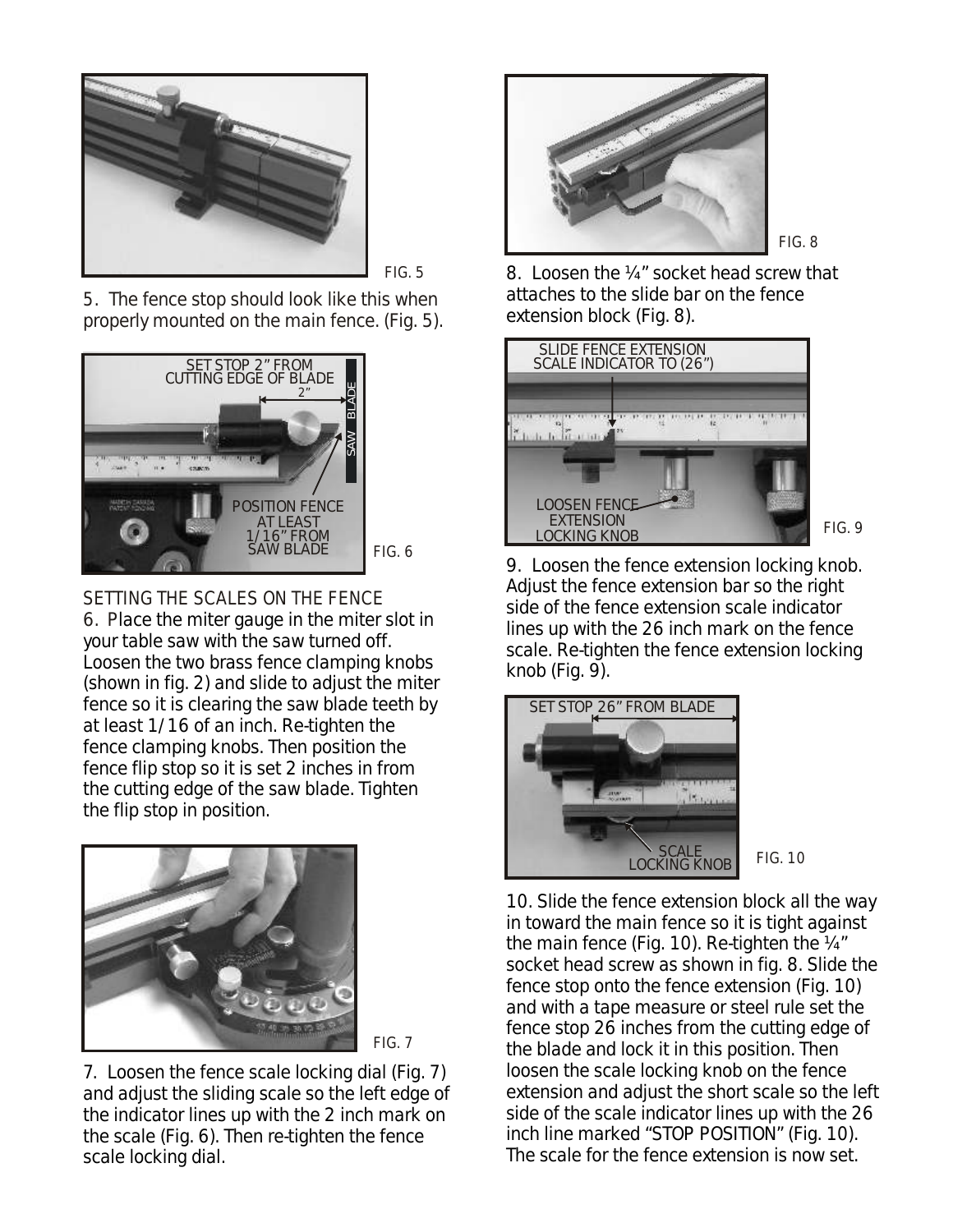FIG. 5

5. The fence stop should look like this when properly mounted on the main fence. (Fig. 5).

SET STOP 2" FROM CUTTING EDGE OF BLADE

2"

SAW BLADE

POSITION FENCE AT LEAST 1/16" FROM SAW BLADE

FIG. 6

## SETTING THE SCALES ON THE FENCE

6. Place the miter gauge in the miter slot in your table saw with the saw turned off. Loosen the two brass fence clamping knobs (shown in fig. 2) and slide to adjust the miter fence so it is clearing the saw blade teeth by at least 1/16 of an inch. Re-tighten the fence clamping knobs. Then position the fence flip stop so it is set 2 inches in from the cutting edge of the saw blade. Tighten the flip stop in position.

FIG. 7

7. Loosen the fence scale locking dial (Fig. 7) and adjust the sliding scale so the left edge of the indicator lines up with the 2 inch mark on the scale (Fig. 6). Then re-tighten the fence scale locking dial.

FIG. 8

8. Loosen the ¼" socket head screw that attaches to the slide bar on the fence extension block (Fig. 8).

SLIDE FENCE EXTENSION SCALE INDICATOR TO (26")

LOOSEN FENCE EXTENSION LOCKING KNOB

FIG. 9

9. Loosen the fence extension locking knob. Adjust the fence extension bar so the right side of the fence extension scale indicator lines up with the 26 inch mark on the fence scale. Re-tighten the fence extension locking knob (Fig. 9).

SET STOP 26" FROM BLADE

SCALE LOCKING KNOB

FIG. 10

10. Slide the fence extension block all the way in toward the main fence so it is tight against the main fence (Fig. 10). Re-tighten the ¼" socket head screw as shown in fig. 8. Slide the fence stop onto the fence extension (Fig. 10) and with a tape measure or steel rule set the fence stop 26 inches from the cutting edge of the blade and lock it in this position. Then loosen the scale locking knob on the fence extension and adjust the short scale so the left side of the scale indicator lines up with the 26 inch line marked "STOP POSITION" (Fig. 10). The scale for the fence extension is now set.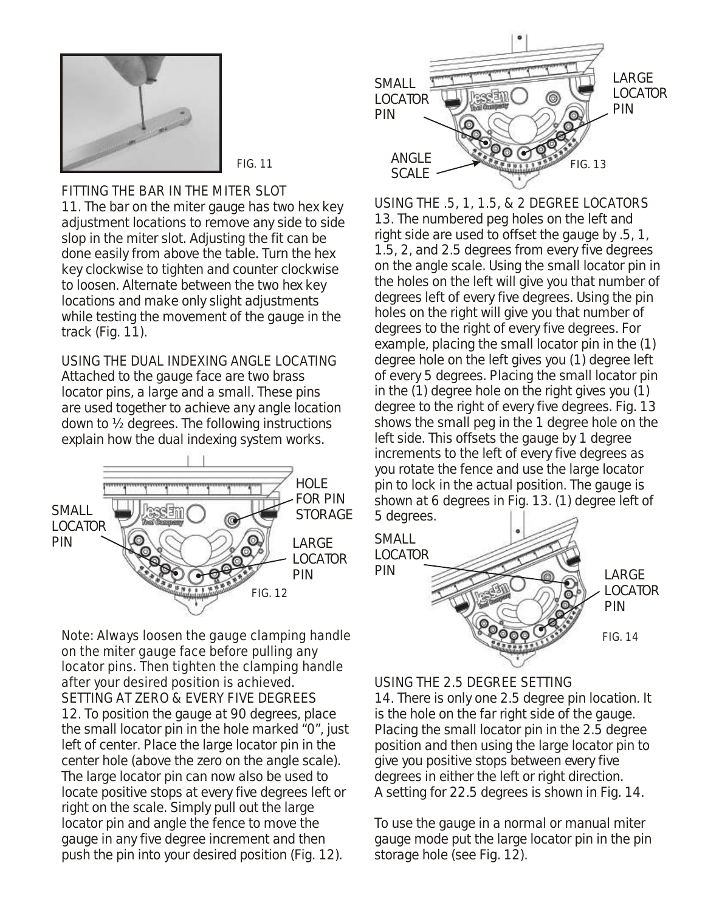FIG. 11

FITTING THE BAR IN THE MITER SLOT

11. The bar on the miter gauge has two hex key adjustment locations to remove any side to side slop in the miter slot. Adjusting the fit can be done easily from above the table. Turn the hex key clockwise to tighten and counter clockwise to loosen. Alternate between the two hex key locations and make only slight adjustments while testing the movement of the gauge in the track (Fig. 11).

USING THE DUAL INDEXING ANGLE LOCATING

Attached to the gauge face are two brass locator pins, a large and a small. These pins are used together to achieve any angle location down to ½ degrees. The following instructions explain how the dual indexing system works.

SMALL LOCATOR PIN

HOLE FOR PIN STORAGE

LARGE LOCATOR PIN

FIG. 12

*Note: Always loosen the gauge clamping handle on the miter gauge face before pulling any locator pins. Then tighten the clamping handle after your desired position is achieved.*

SETTING AT ZERO & EVERY FIVE DEGREES

12. To position the gauge at 90 degrees, place the small locator pin in the hole marked "0", just left of center. Place the large locator pin in the center hole (above the zero on the angle scale). The large locator pin can now also be used to locate positive stops at every five degrees left or right on the scale. Simply pull out the large locator pin and angle the fence to move the gauge in any five degree increment and then push the pin into your desired position (Fig. 12).

SMALL LOCATOR PIN

LARGE LOCATOR PIN

ANGLE SCALE

FIG. 13

USING THE .5, 1, 1.5, & 2 DEGREE LOCATORS

13. The numbered peg holes on the left and right side are used to offset the gauge by .5, 1, 1.5, 2, and 2.5 degrees from every five degrees on the angle scale. Using the small locator pin in the holes on the left will give you that number of degrees left of every five degrees. Using the pin holes on the right will give you that number of degrees to the right of every five degrees. For example, placing the small locator pin in the (1) degree hole on the left gives you (1) degree left of every 5 degrees. Placing the small locator pin in the (1) degree hole on the right gives you (1) degree to the right of every five degrees. Fig. 13 shows the small peg in the 1 degree hole on the left side. This offsets the gauge by 1 degree increments to the left of every five degrees as you rotate the fence and use the large locator pin to lock in the actual position. The gauge is shown at 6 degrees in Fig. 13. (1) degree left of 5 degrees.

SMALL LOCATOR PIN

LARGE LOCATOR PIN

FIG. 14

USING THE 2.5 DEGREE SETTING

14. There is only one 2.5 degree pin location. It is the hole on the far right side of the gauge. Placing the small locator pin in the 2.5 degree position and then using the large locator pin to give you positive stops between every five degrees in either the left or right direction. A setting for 22.5 degrees is shown in Fig. 14.

To use the gauge in a normal or manual miter gauge mode put the large locator pin in the pin storage hole (see Fig. 12).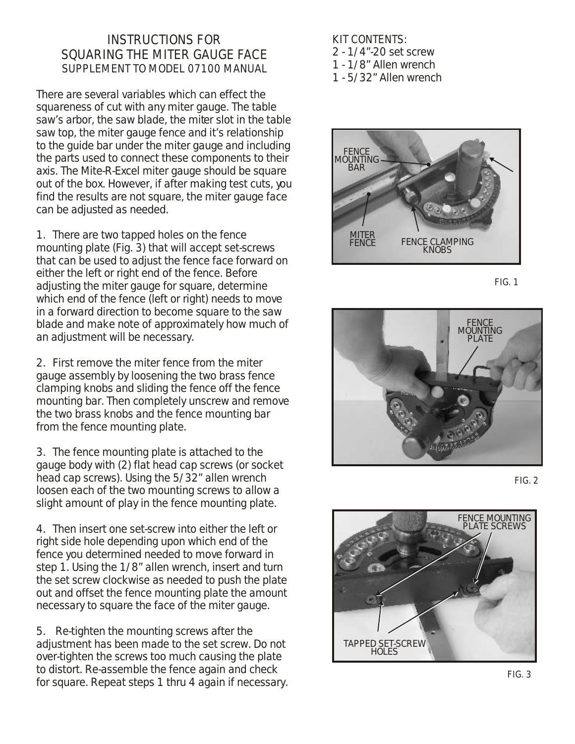# INSTRUCTIONS FOR SQUARING THE MITER GAUGE FACE

## SUPPLEMENT TO MODEL 07100 MANUAL

There are several variables which can effect the squareness of cut with any miter gauge. The table saw's arbor, the saw blade, the miter slot in the table saw top, the miter gauge fence and it's relationship to the guide bar under the miter gauge and including the parts used to connect these components to their axis. The Mite-R-Excel miter gauge should be square out of the box. However, if after making test cuts, you find the results are not square, the miter gauge face can be adjusted as needed.

1. There are two tapped holes on the fence mounting plate (Fig. 3) that will accept set-screws that can be used to adjust the fence face forward on either the left or right end of the fence. Before adjusting the miter gauge for square, determine which end of the fence (left or right) needs to move in a forward direction to become square to the saw blade and make note of approximately how much of an adjustment will be necessary.

2. First remove the miter fence from the miter gauge assembly by loosening the two brass fence clamping knobs and sliding the fence off the fence mounting bar. Then completely unscrew and remove the two brass knobs and the fence mounting bar from the fence mounting plate.

3. The fence mounting plate is attached to the gauge body with (2) flat head cap screws (or socket head cap screws). Using the 5/32" allen wrench loosen each of the two mounting screws to allow a slight amount of play in the fence mounting plate.

4. Then insert one set-screw into either the left or right side hole depending upon which end of the fence you determined needed to move forward in step 1. Using the 1/8" allen wrench, insert and turn the set screw clockwise as needed to push the plate out and offset the fence mounting plate the amount necessary to square the face of the miter gauge.

5. Re-tighten the mounting screws after the adjustment has been made to the set screw. Do not over-tighten the screws too much causing the plate to distort. Re-assemble the fence again and check for square. Repeat steps 1 thru 4 again if necessary.

KIT CONTENTS:
2 - 1/4"-20 set screw
1 - 1/8" Allen wrench
1 - 5/32" Allen wrench

FENCE MOUNTING BAR
MITER FENCE
FENCE CLAMPING KNOBS

FIG. 1

FENCE MOUNTING PLATE

FIG. 2

FENCE MOUNTING PLATE SCREWS
TAPPED SET-SCREW HOLES

FIG. 3